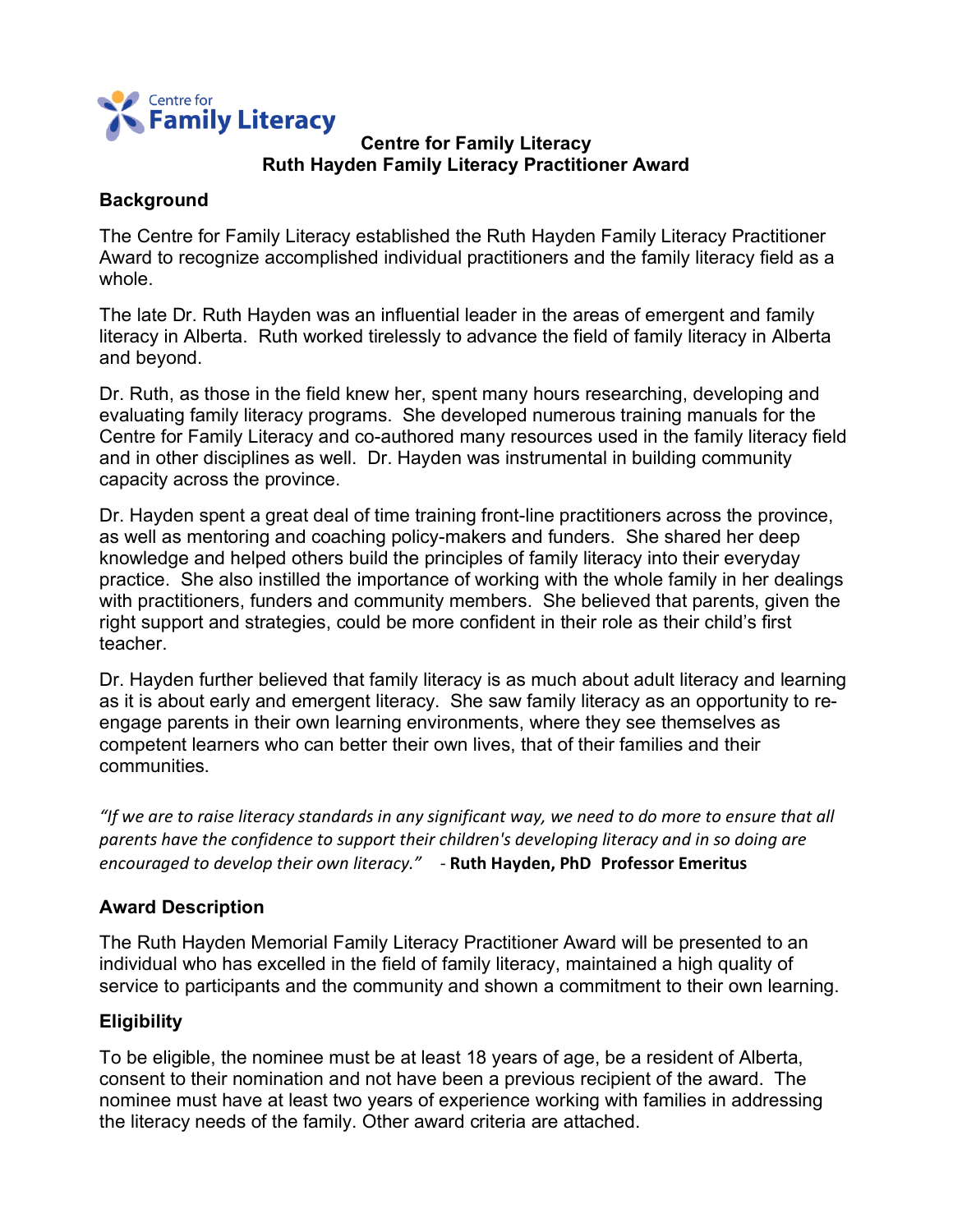Centre for **Family Literacy**

# Centre for Family Literacy
## Ruth Hayden Family Literacy Practitioner Award

### Background

The Centre for Family Literacy established the Ruth Hayden Family Literacy Practitioner Award to recognize accomplished individual practitioners and the family literacy field as a whole.

The late Dr. Ruth Hayden was an influential leader in the areas of emergent and family literacy in Alberta. Ruth worked tirelessly to advance the field of family literacy in Alberta and beyond.

Dr. Ruth, as those in the field knew her, spent many hours researching, developing and evaluating family literacy programs. She developed numerous training manuals for the Centre for Family Literacy and co-authored many resources used in the family literacy field and in other disciplines as well. Dr. Hayden was instrumental in building community capacity across the province.

Dr. Hayden spent a great deal of time training front-line practitioners across the province, as well as mentoring and coaching policy-makers and funders. She shared her deep knowledge and helped others build the principles of family literacy into their everyday practice. She also instilled the importance of working with the whole family in her dealings with practitioners, funders and community members. She believed that parents, given the right support and strategies, could be more confident in their role as their child's first teacher.

Dr. Hayden further believed that family literacy is as much about adult literacy and learning as it is about early and emergent literacy. She saw family literacy as an opportunity to re-engage parents in their own learning environments, where they see themselves as competent learners who can better their own lives, that of their families and their communities.

*"If we are to raise literacy standards in any significant way, we need to do more to ensure that all parents have the confidence to support their children's developing literacy and in so doing are encouraged to develop their own literacy."* - **Ruth Hayden, PhD Professor Emeritus**

### Award Description

The Ruth Hayden Memorial Family Literacy Practitioner Award will be presented to an individual who has excelled in the field of family literacy, maintained a high quality of service to participants and the community and shown a commitment to their own learning.

### Eligibility

To be eligible, the nominee must be at least 18 years of age, be a resident of Alberta, consent to their nomination and not have been a previous recipient of the award. The nominee must have at least two years of experience working with families in addressing the literacy needs of the family. Other award criteria are attached.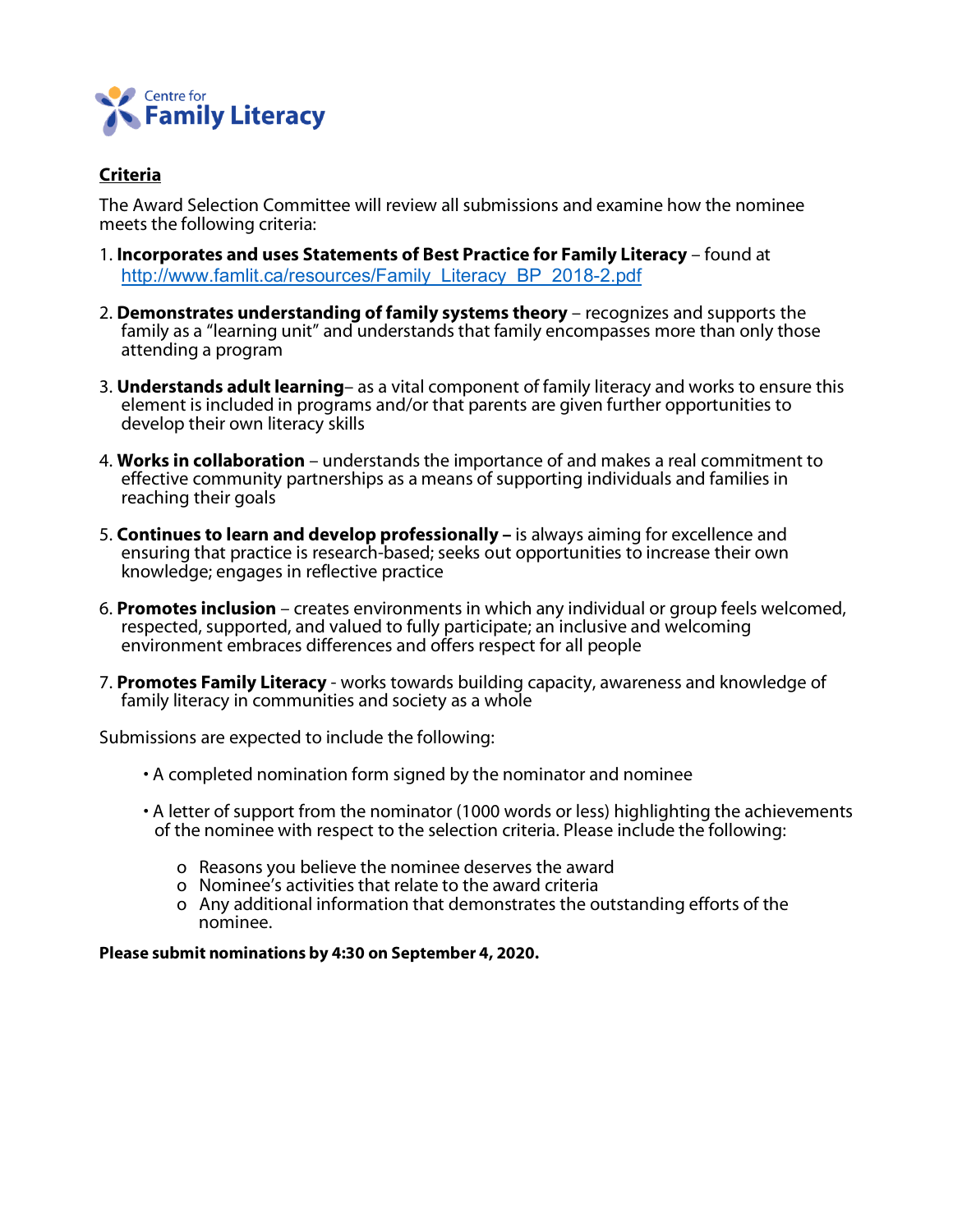Centre for **Family Literacy**

## Criteria

The Award Selection Committee will review all submissions and examine how the nominee meets the following criteria:

1. **Incorporates and uses Statements of Best Practice for Family Literacy** – found at http://www.famlit.ca/resources/Family_Literacy_BP_2018-2.pdf

2. **Demonstrates understanding of family systems theory** – recognizes and supports the family as a "learning unit" and understands that family encompasses more than only those attending a program

3. **Understands adult learning**– as a vital component of family literacy and works to ensure this element is included in programs and/or that parents are given further opportunities to develop their own literacy skills

4. **Works in collaboration** – understands the importance of and makes a real commitment to effective community partnerships as a means of supporting individuals and families in reaching their goals

5. **Continues to learn and develop professionally –** is always aiming for excellence and ensuring that practice is research-based; seeks out opportunities to increase their own knowledge; engages in reflective practice

6. **Promotes inclusion** – creates environments in which any individual or group feels welcomed, respected, supported, and valued to fully participate; an inclusive and welcoming environment embraces differences and offers respect for all people

7. **Promotes Family Literacy** - works towards building capacity, awareness and knowledge of family literacy in communities and society as a whole

Submissions are expected to include the following:

- A completed nomination form signed by the nominator and nominee

- A letter of support from the nominator (1000 words or less) highlighting the achievements of the nominee with respect to the selection criteria. Please include the following:

  - Reasons you believe the nominee deserves the award
  - Nominee's activities that relate to the award criteria
  - Any additional information that demonstrates the outstanding efforts of the nominee.

**Please submit nominations by 4:30 on September 4, 2020.**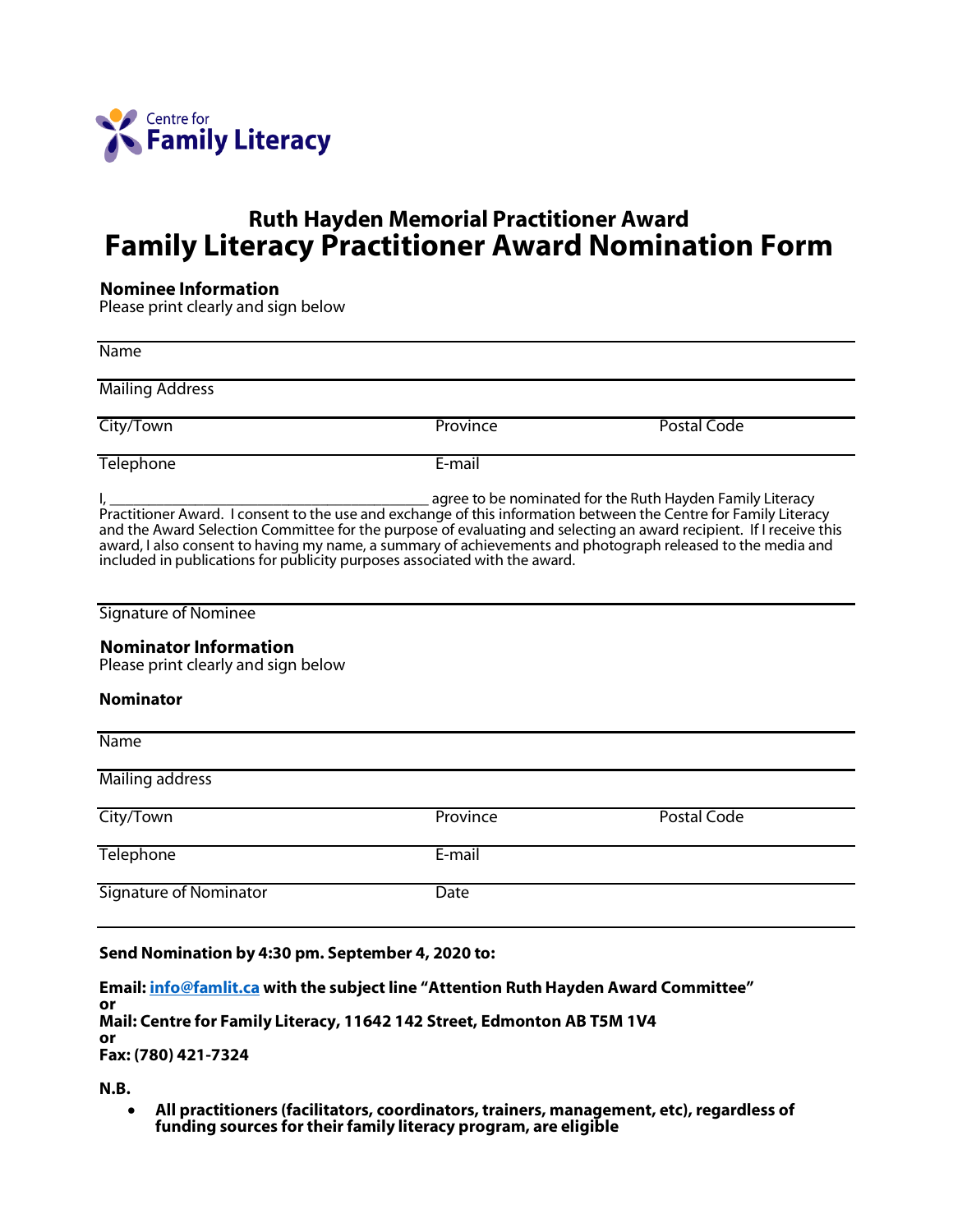Centre for Family Literacy

## Ruth Hayden Memorial Practitioner Award

# Family Literacy Practitioner Award Nomination Form

**Nominee Information**
Please print clearly and sign below

Name

Mailing Address

City/Town | Province | Postal Code

Telephone | E-mail

I, ______________________________________ agree to be nominated for the Ruth Hayden Family Literacy Practitioner Award. I consent to the use and exchange of this information between the Centre for Family Literacy and the Award Selection Committee for the purpose of evaluating and selecting an award recipient. If I receive this award, I also consent to having my name, a summary of achievements and photograph released to the media and included in publications for publicity purposes associated with the award.

Signature of Nominee

**Nominator Information**
Please print clearly and sign below

**Nominator**

Name

Mailing address

City/Town | Province | Postal Code

Telephone | E-mail

Signature of Nominator | Date

**Send Nomination by 4:30 pm. September 4, 2020 to:**

**Email: [info@famlit.ca](mailto:info@famlit.ca) with the subject line "Attention Ruth Hayden Award Committee"**
**or**
**Mail: Centre for Family Literacy, 11642 142 Street, Edmonton AB T5M 1V4**
**or**
**Fax: (780) 421-7324**

**N.B.**

- **All practitioners (facilitators, coordinators, trainers, management, etc), regardless of funding sources for their family literacy program, are eligible**